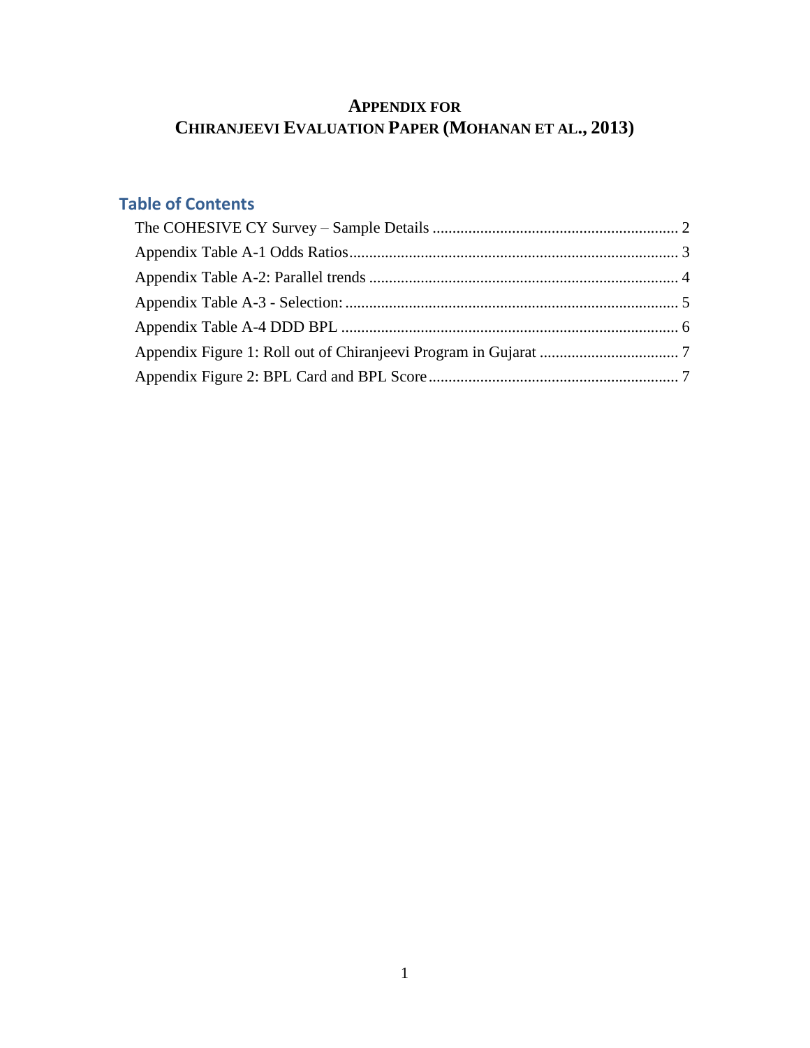# APPENDIX FOR CHIRANJEEVI EVALUATION PAPER (MOHANAN ET AL., 2013)

## Table of Contents

The COHESIVE CY Survey – Sample Details .............................................................. 2
Appendix Table A-1 Odds Ratios................................................................................. 3
Appendix Table A-2: Parallel trends ............................................................................. 4
Appendix Table A-3 - Selection: .................................................................................. 5
Appendix Table A-4 DDD BPL ................................................................................... 6
Appendix Figure 1: Roll out of Chiranjeevi Program in Gujarat .................................. 7
Appendix Figure 2: BPL Card and BPL Score .............................................................. 7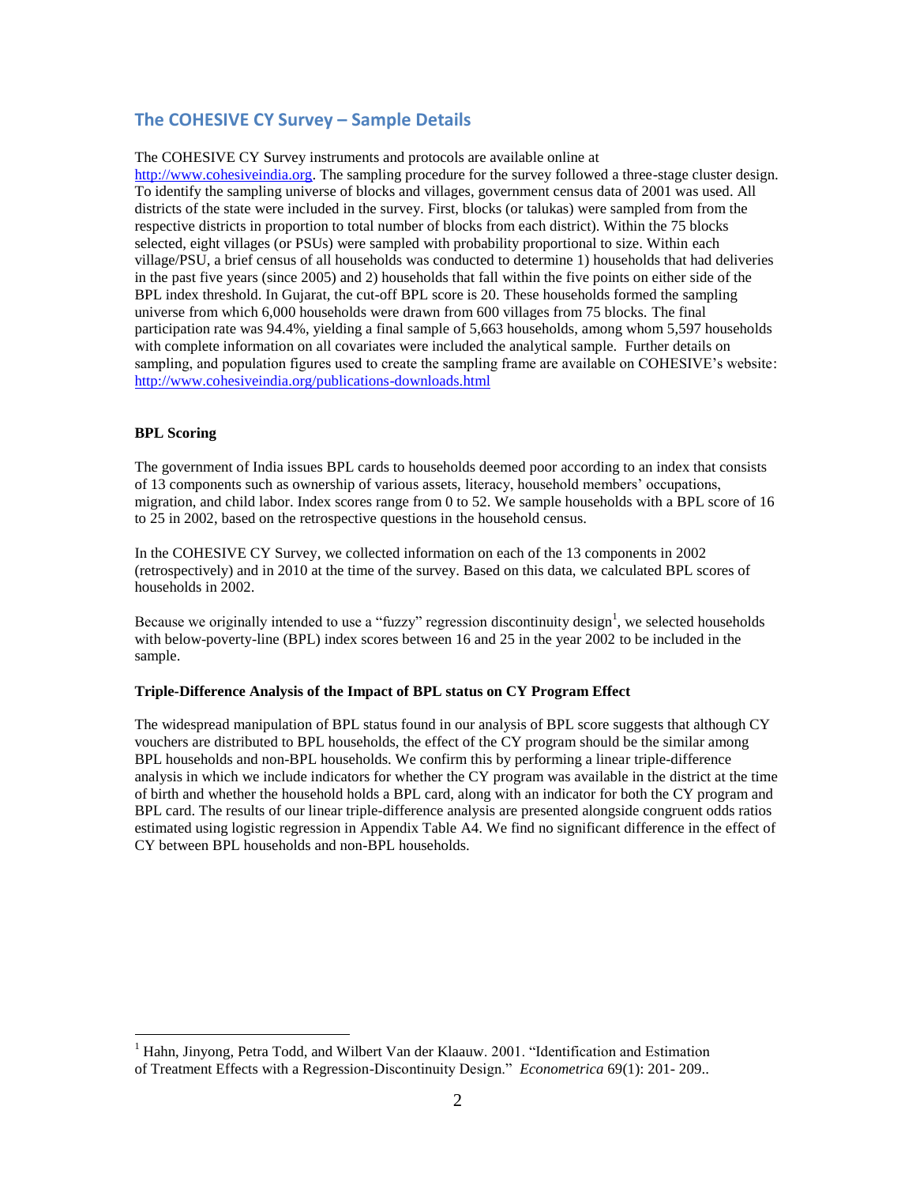## The COHESIVE CY Survey – Sample Details

The COHESIVE CY Survey instruments and protocols are available online at http://www.cohesiveindia.org. The sampling procedure for the survey followed a three-stage cluster design. To identify the sampling universe of blocks and villages, government census data of 2001 was used. All districts of the state were included in the survey. First, blocks (or talukas) were sampled from from the respective districts in proportion to total number of blocks from each district). Within the 75 blocks selected, eight villages (or PSUs) were sampled with probability proportional to size. Within each village/PSU, a brief census of all households was conducted to determine 1) households that had deliveries in the past five years (since 2005) and 2) households that fall within the five points on either side of the BPL index threshold. In Gujarat, the cut-off BPL score is 20. These households formed the sampling universe from which 6,000 households were drawn from 600 villages from 75 blocks. The final participation rate was 94.4%, yielding a final sample of 5,663 households, among whom 5,597 households with complete information on all covariates were included the analytical sample. Further details on sampling, and population figures used to create the sampling frame are available on COHESIVE's website: http://www.cohesiveindia.org/publications-downloads.html

**BPL Scoring**

The government of India issues BPL cards to households deemed poor according to an index that consists of 13 components such as ownership of various assets, literacy, household members' occupations, migration, and child labor. Index scores range from 0 to 52. We sample households with a BPL score of 16 to 25 in 2002, based on the retrospective questions in the household census.

In the COHESIVE CY Survey, we collected information on each of the 13 components in 2002 (retrospectively) and in 2010 at the time of the survey. Based on this data, we calculated BPL scores of households in 2002.

Because we originally intended to use a "fuzzy" regression discontinuity design[1], we selected households with below-poverty-line (BPL) index scores between 16 and 25 in the year 2002 to be included in the sample.

**Triple-Difference Analysis of the Impact of BPL status on CY Program Effect**

The widespread manipulation of BPL status found in our analysis of BPL score suggests that although CY vouchers are distributed to BPL households, the effect of the CY program should be the similar among BPL households and non-BPL households. We confirm this by performing a linear triple-difference analysis in which we include indicators for whether the CY program was available in the district at the time of birth and whether the household holds a BPL card, along with an indicator for both the CY program and BPL card. The results of our linear triple-difference analysis are presented alongside congruent odds ratios estimated using logistic regression in Appendix Table A4. We find no significant difference in the effect of CY between BPL households and non-BPL households.

---

[1] Hahn, Jinyong, Petra Todd, and Wilbert Van der Klaauw. 2001. "Identification and Estimation of Treatment Effects with a Regression-Discontinuity Design." *Econometrica* 69(1): 201- 209..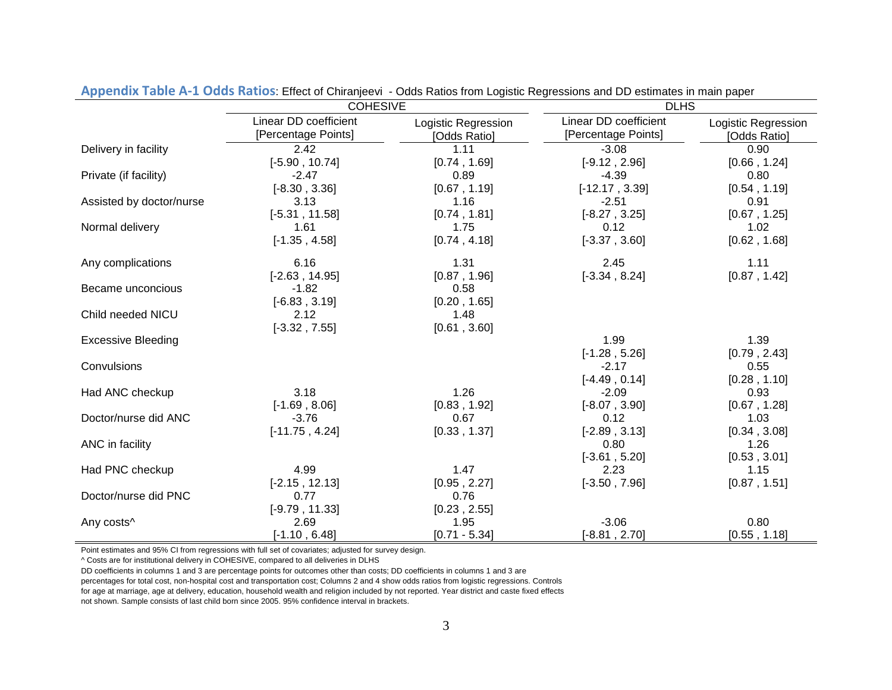**Appendix Table A-1 Odds Ratios**: Effect of Chiranjeevi - Odds Ratios from Logistic Regressions and DD estimates in main paper

| | COHESIVE | | DLHS | |
|---|---|---|---|---|
| | Linear DD coefficient [Percentage Points] | Logistic Regression [Odds Ratio] | Linear DD coefficient [Percentage Points] | Logistic Regression [Odds Ratio] |
| Delivery in facility | 2.42 | 1.11 | -3.08 | 0.90 |
| | [-5.90 , 10.74] | [0.74 , 1.69] | [-9.12 , 2.96] | [0.66 , 1.24] |
| Private (if facility) | -2.47 | 0.89 | -4.39 | 0.80 |
| | [-8.30 , 3.36] | [0.67 , 1.19] | [-12.17 , 3.39] | [0.54 , 1.19] |
| Assisted by doctor/nurse | 3.13 | 1.16 | -2.51 | 0.91 |
| | [-5.31 , 11.58] | [0.74 , 1.81] | [-8.27 , 3.25] | [0.67 , 1.25] |
| Normal delivery | 1.61 | 1.75 | 0.12 | 1.02 |
| | [-1.35 , 4.58] | [0.74 , 4.18] | [-3.37 , 3.60] | [0.62 , 1.68] |
| Any complications | 6.16 | 1.31 | 2.45 | 1.11 |
| | [-2.63 , 14.95] | [0.87 , 1.96] | [-3.34 , 8.24] | [0.87 , 1.42] |
| Became unconcious | -1.82 | 0.58 | | |
| | [-6.83 , 3.19] | [0.20 , 1.65] | | |
| Child needed NICU | 2.12 | 1.48 | | |
| | [-3.32 , 7.55] | [0.61 , 3.60] | | |
| Excessive Bleeding | | | 1.99 | 1.39 |
| | | | [-1.28 , 5.26] | [0.79 , 2.43] |
| Convulsions | | | -2.17 | 0.55 |
| | | | [-4.49 , 0.14] | [0.28 , 1.10] |
| Had ANC checkup | 3.18 | 1.26 | -2.09 | 0.93 |
| | [-1.69 , 8.06] | [0.83 , 1.92] | [-8.07 , 3.90] | [0.67 , 1.28] |
| Doctor/nurse did ANC | -3.76 | 0.67 | 0.12 | 1.03 |
| | [-11.75 , 4.24] | [0.33 , 1.37] | [-2.89 , 3.13] | [0.34 , 3.08] |
| ANC in facility | | | 0.80 | 1.26 |
| | | | [-3.61 , 5.20] | [0.53 , 3.01] |
| Had PNC checkup | 4.99 | 1.47 | 2.23 | 1.15 |
| | [-2.15 , 12.13] | [0.95 , 2.27] | [-3.50 , 7.96] | [0.87 , 1.51] |
| Doctor/nurse did PNC | 0.77 | 0.76 | | |
| | [-9.79 , 11.33] | [0.23 , 2.55] | | |
| Any costs^ | 2.69 | 1.95 | -3.06 | 0.80 |
| | [-1.10 , 6.48] | [0.71 - 5.34] | [-8.81 , 2.70] | [0.55 , 1.18] |

Point estimates and 95% CI from regressions with full set of covariates; adjusted for survey design.

^ Costs are for institutional delivery in COHESIVE, compared to all deliveries in DLHS

DD coefficients in columns 1 and 3 are percentage points for outcomes other than costs; DD coefficients in columns 1 and 3 are percentages for total cost, non-hospital cost and transportation cost; Columns 2 and 4 show odds ratios from logistic regressions. Controls for age at marriage, age at delivery, education, household wealth and religion included by not reported. Year district and caste fixed effects not shown. Sample consists of last child born since 2005. 95% confidence interval in brackets.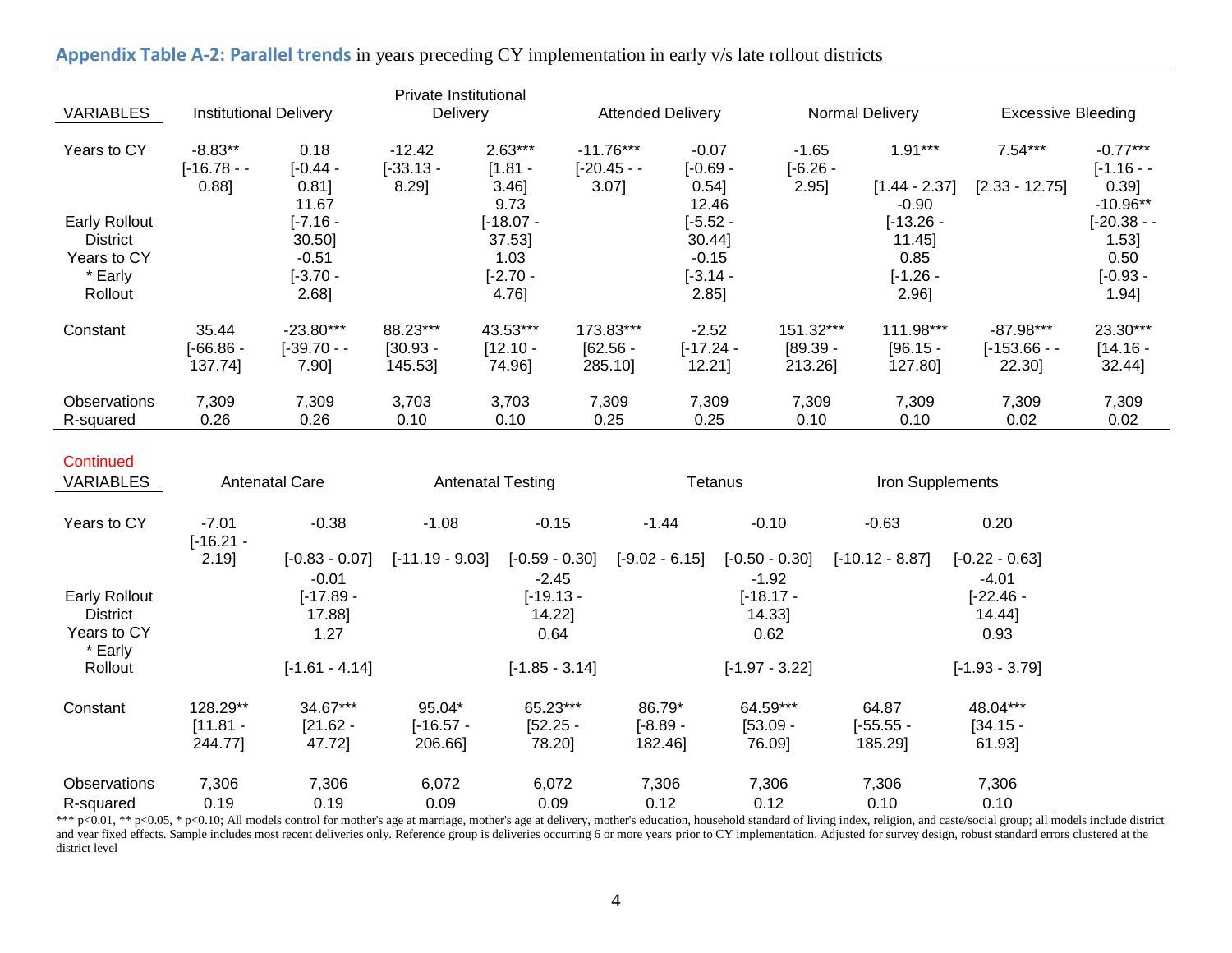**Appendix Table A-2: Parallel trends** in years preceding CY implementation in early v/s late rollout districts

| VARIABLES | Institutional Delivery | | Private Institutional Delivery | | Attended Delivery | | Normal Delivery | | Excessive Bleeding | |
|---|---|---|---|---|---|---|---|---|---|---|
| Years to CY | -8.83** | 0.18 | -12.42 | 2.63*** | -11.76*** | -0.07 | -1.65 | 1.91*** | 7.54*** | -0.77*** |
| | [-16.78 - -0.88] | [-0.44 - 0.81] | [-33.13 - 8.29] | [1.81 - 3.46] | [-20.45 - -3.07] | [-0.69 - 0.54] | [-6.26 - 2.95] | [1.44 - 2.37] | [2.33 - 12.75] | [-1.16 - -0.39] |
| Early Rollout District | | 11.67 | | 9.73 | | 12.46 | | -0.90 | | -10.96** |
| | | [-7.16 - 30.50] | | [-18.07 - 37.53] | | [-5.52 - 30.44] | | [-13.26 - 11.45] | | [-20.38 - -1.53] |
| Years to CY * Early Rollout | | -0.51 | | 1.03 | | -0.15 | | 0.85 | | 0.50 |
| | | [-3.70 - 2.68] | | [-2.70 - 4.76] | | [-3.14 - 2.85] | | [-1.26 - 2.96] | | [-0.93 - 1.94] |
| Constant | 35.44 | -23.80*** | 88.23*** | 43.53*** | 173.83*** | -2.52 | 151.32*** | 111.98*** | -87.98*** | 23.30*** |
| | [-66.86 - 137.74] | [-39.70 - -7.90] | [30.93 - 145.53] | [12.10 - 74.96] | [62.56 - 285.10] | [-17.24 - 12.21] | [89.39 - 213.26] | [96.15 - 127.80] | [-153.66 - -22.30] | [14.16 - 32.44] |
| Observations | 7,309 | 7,309 | 3,703 | 3,703 | 7,309 | 7,309 | 7,309 | 7,309 | 7,309 | 7,309 |
| R-squared | 0.26 | 0.26 | 0.10 | 0.10 | 0.25 | 0.25 | 0.10 | 0.10 | 0.02 | 0.02 |

Continued

| VARIABLES | Antenatal Care | | Antenatal Testing | | Tetanus | | Iron Supplements | |
|---|---|---|---|---|---|---|---|---|
| Years to CY | -7.01 | -0.38 | -1.08 | -0.15 | -1.44 | -0.10 | -0.63 | 0.20 |
| | [-16.21 - 2.19] | [-0.83 - 0.07] | [-11.19 - 9.03] | [-0.59 - 0.30] | [-9.02 - 6.15] | [-0.50 - 0.30] | [-10.12 - 8.87] | [-0.22 - 0.63] |
| Early Rollout District | | -0.01 | | -2.45 | | -1.92 | | -4.01 |
| | | [-17.89 - 17.88] | | [-19.13 - 14.22] | | [-18.17 - 14.33] | | [-22.46 - 14.44] |
| Years to CY * Early Rollout | | 1.27 | | 0.64 | | 0.62 | | 0.93 |
| | | [-1.61 - 4.14] | | [-1.85 - 3.14] | | [-1.97 - 3.22] | | [-1.93 - 3.79] |
| Constant | 128.29** | 34.67*** | 95.04* | 65.23*** | 86.79* | 64.59*** | 64.87 | 48.04*** |
| | [11.81 - 244.77] | [21.62 - 47.72] | [-16.57 - 206.66] | [52.25 - 78.20] | [-8.89 - 182.46] | [53.09 - 76.09] | [-55.55 - 185.29] | [34.15 - 61.93] |
| Observations | 7,306 | 7,306 | 6,072 | 6,072 | 7,306 | 7,306 | 7,306 | 7,306 |
| R-squared | 0.19 | 0.19 | 0.09 | 0.09 | 0.12 | 0.12 | 0.10 | 0.10 |

*** p<0.01, ** p<0.05, * p<0.10; All models control for mother's age at marriage, mother's age at delivery, mother's education, household standard of living index, religion, and caste/social group; all models include district and year fixed effects. Sample includes most recent deliveries only. Reference group is deliveries occurring 6 or more years prior to CY implementation. Adjusted for survey design, robust standard errors clustered at the district level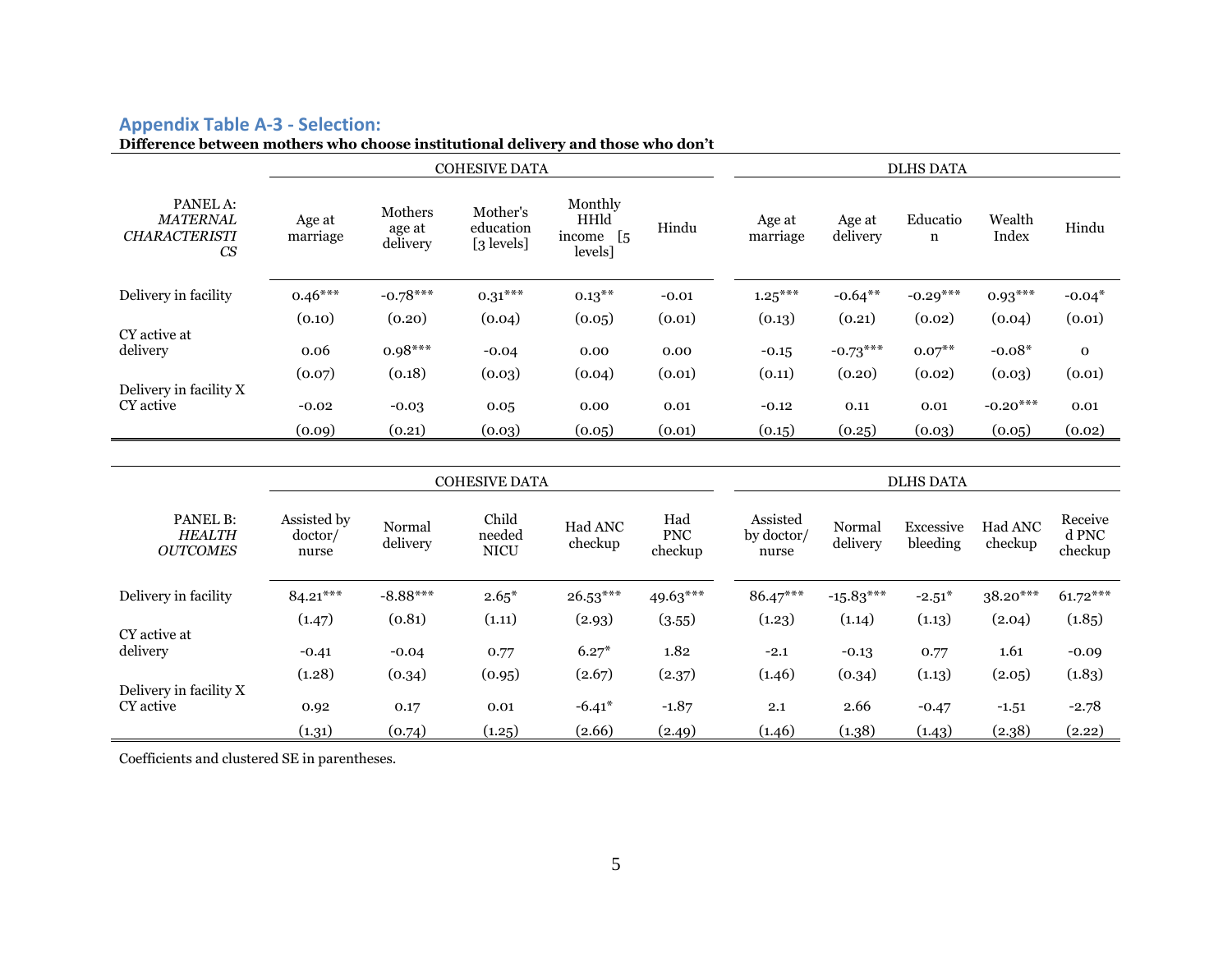## Appendix Table A-3 - Selection:

**Difference between mothers who choose institutional delivery and those who don't**

| PANEL A: *MATERNAL CHARACTERISTICS* | COHESIVE DATA | | | | | DLHS DATA | | | | |
|---|---|---|---|---|---|---|---|---|---|---|
| | Age at marriage | Mothers age at delivery | Mother's education [3 levels] | Monthly HHld income [5 levels] | Hindu | Age at marriage | Age at delivery | Education | Wealth Index | Hindu |
| Delivery in facility | 0.46*** | -0.78*** | 0.31*** | 0.13** | -0.01 | 1.25*** | -0.64** | -0.29*** | 0.93*** | -0.04* |
| | (0.10) | (0.20) | (0.04) | (0.05) | (0.01) | (0.13) | (0.21) | (0.02) | (0.04) | (0.01) |
| CY active at delivery | 0.06 | 0.98*** | -0.04 | 0.00 | 0.00 | -0.15 | -0.73*** | 0.07** | -0.08* | 0 |
| | (0.07) | (0.18) | (0.03) | (0.04) | (0.01) | (0.11) | (0.20) | (0.02) | (0.03) | (0.01) |
| Delivery in facility X CY active | -0.02 | -0.03 | 0.05 | 0.00 | 0.01 | -0.12 | 0.11 | 0.01 | -0.20*** | 0.01 |
| | (0.09) | (0.21) | (0.03) | (0.05) | (0.01) | (0.15) | (0.25) | (0.03) | (0.05) | (0.02) |

| PANEL B: *HEALTH OUTCOMES* | COHESIVE DATA | | | | | DLHS DATA | | | | |
|---|---|---|---|---|---|---|---|---|---|---|
| | Assisted by doctor/ nurse | Normal delivery | Child needed NICU | Had ANC checkup | Had PNC checkup | Assisted by doctor/ nurse | Normal delivery | Excessive bleeding | Had ANC checkup | Received PNC checkup |
| Delivery in facility | 84.21*** | -8.88*** | 2.65* | 26.53*** | 49.63*** | 86.47*** | -15.83*** | -2.51* | 38.20*** | 61.72*** |
| | (1.47) | (0.81) | (1.11) | (2.93) | (3.55) | (1.23) | (1.14) | (1.13) | (2.04) | (1.85) |
| CY active at delivery | -0.41 | -0.04 | 0.77 | 6.27* | 1.82 | -2.1 | -0.13 | 0.77 | 1.61 | -0.09 |
| | (1.28) | (0.34) | (0.95) | (2.67) | (2.37) | (1.46) | (0.34) | (1.13) | (2.05) | (1.83) |
| Delivery in facility X CY active | 0.92 | 0.17 | 0.01 | -6.41* | -1.87 | 2.1 | 2.66 | -0.47 | -1.51 | -2.78 |
| | (1.31) | (0.74) | (1.25) | (2.66) | (2.49) | (1.46) | (1.38) | (1.43) | (2.38) | (2.22) |

Coefficients and clustered SE in parentheses.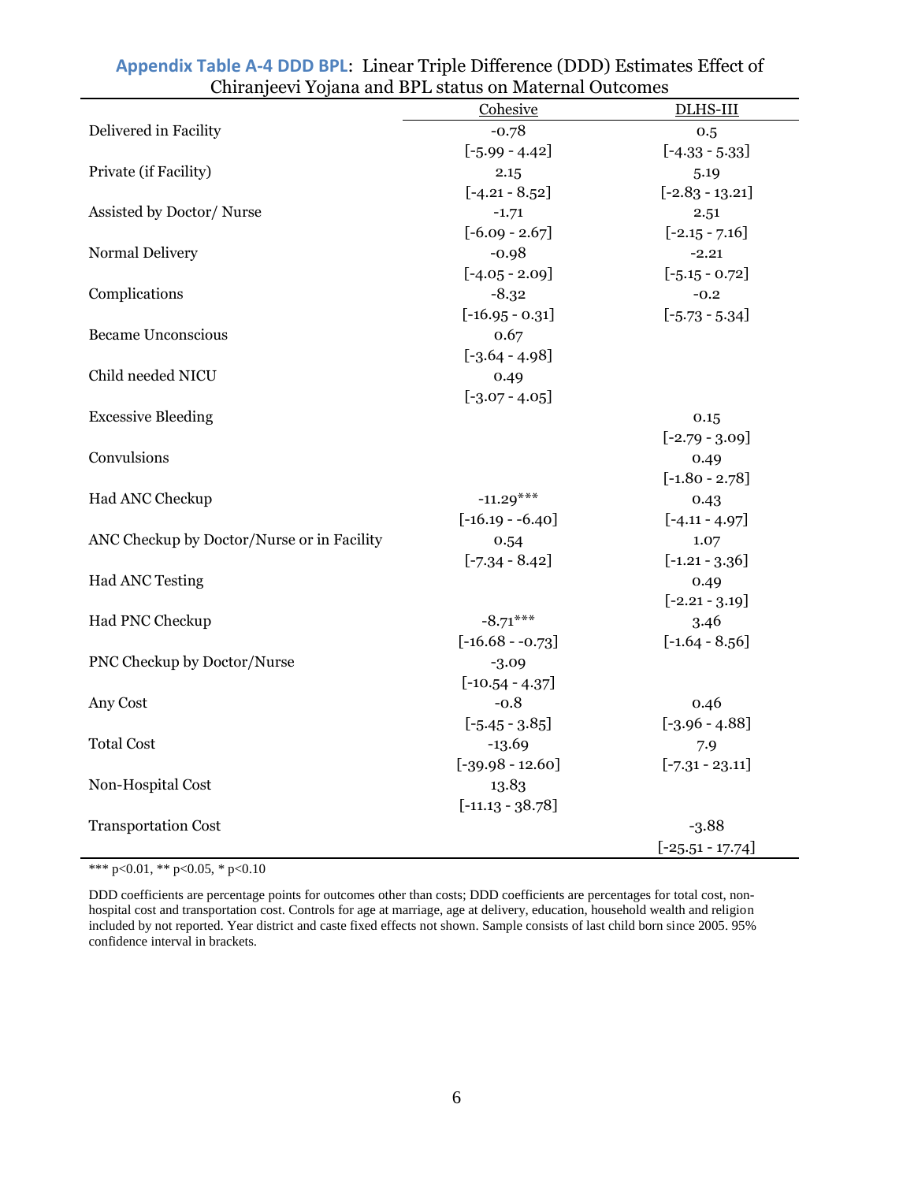**Appendix Table A-4 DDD BPL**: Linear Triple Difference (DDD) Estimates Effect of Chiranjeevi Yojana and BPL status on Maternal Outcomes

| | Cohesive | DLHS-III |
|---|---|---|
| Delivered in Facility | -0.78 | 0.5 |
| | [-5.99 - 4.42] | [-4.33 - 5.33] |
| Private (if Facility) | 2.15 | 5.19 |
| | [-4.21 - 8.52] | [-2.83 - 13.21] |
| Assisted by Doctor/ Nurse | -1.71 | 2.51 |
| | [-6.09 - 2.67] | [-2.15 - 7.16] |
| Normal Delivery | -0.98 | -2.21 |
| | [-4.05 - 2.09] | [-5.15 - 0.72] |
| Complications | -8.32 | -0.2 |
| | [-16.95 - 0.31] | [-5.73 - 5.34] |
| Became Unconscious | 0.67 | |
| | [-3.64 - 4.98] | |
| Child needed NICU | 0.49 | |
| | [-3.07 - 4.05] | |
| Excessive Bleeding | | 0.15 |
| | | [-2.79 - 3.09] |
| Convulsions | | 0.49 |
| | | [-1.80 - 2.78] |
| Had ANC Checkup | -11.29*** | 0.43 |
| | [-16.19 - -6.40] | [-4.11 - 4.97] |
| ANC Checkup by Doctor/Nurse or in Facility | 0.54 | 1.07 |
| | [-7.34 - 8.42] | [-1.21 - 3.36] |
| Had ANC Testing | | 0.49 |
| | | [-2.21 - 3.19] |
| Had PNC Checkup | -8.71*** | 3.46 |
| | [-16.68 - -0.73] | [-1.64 - 8.56] |
| PNC Checkup by Doctor/Nurse | -3.09 | |
| | [-10.54 - 4.37] | |
| Any Cost | -0.8 | 0.46 |
| | [-5.45 - 3.85] | [-3.96 - 4.88] |
| Total Cost | -13.69 | 7.9 |
| | [-39.98 - 12.60] | [-7.31 - 23.11] |
| Non-Hospital Cost | 13.83 | |
| | [-11.13 - 38.78] | |
| Transportation Cost | | -3.88 |
| | | [-25.51 - 17.74] |

*** p<0.01, ** p<0.05, * p<0.10

DDD coefficients are percentage points for outcomes other than costs; DDD coefficients are percentages for total cost, non-hospital cost and transportation cost. Controls for age at marriage, age at delivery, education, household wealth and religion included by not reported. Year district and caste fixed effects not shown. Sample consists of last child born since 2005. 95% confidence interval in brackets.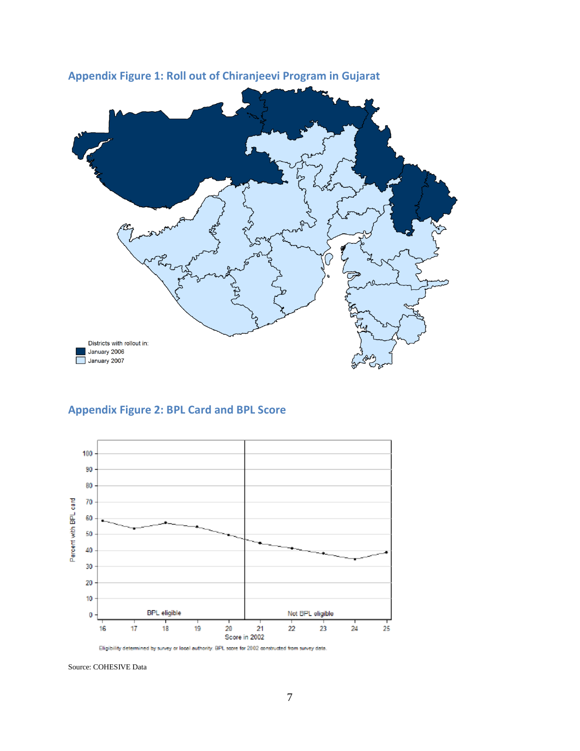## Appendix Figure 1: Roll out of Chiranjeevi Program in Gujarat

Districts with rollout in:
January 2006
January 2007

## Appendix Figure 2: BPL Card and BPL Score

Percent with BPL card

100
90
80
70
60
50
40
30
20
10
0

BPL eligible

Not BPL eligible

16
17
18
19
20
21
22
23
24
25

Score in 2002

Eligibility determined by survey or local authority. BPL score for 2002 constructed from survey data.

Source: COHESIVE Data